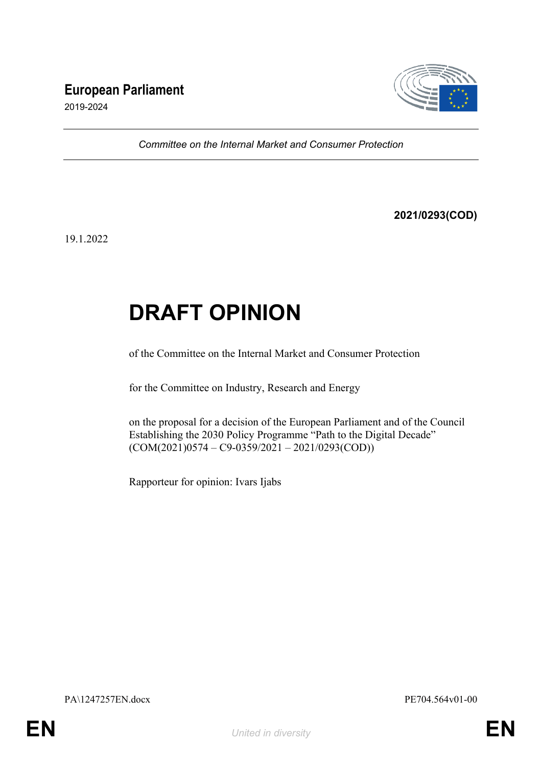**European Parliament**

2019-2024

*Committee on the Internal Market and Consumer Protection*

**2021/0293(COD)**

19.1.2022

# DRAFT OPINION

of the Committee on the Internal Market and Consumer Protection

for the Committee on Industry, Research and Energy

on the proposal for a decision of the European Parliament and of the Council Establishing the 2030 Policy Programme "Path to the Digital Decade" (COM(2021)0574 – C9-0359/2021 – 2021/0293(COD))

Rapporteur for opinion: Ivars Ijabs

PA\1247257EN.docx PE704.564v01-00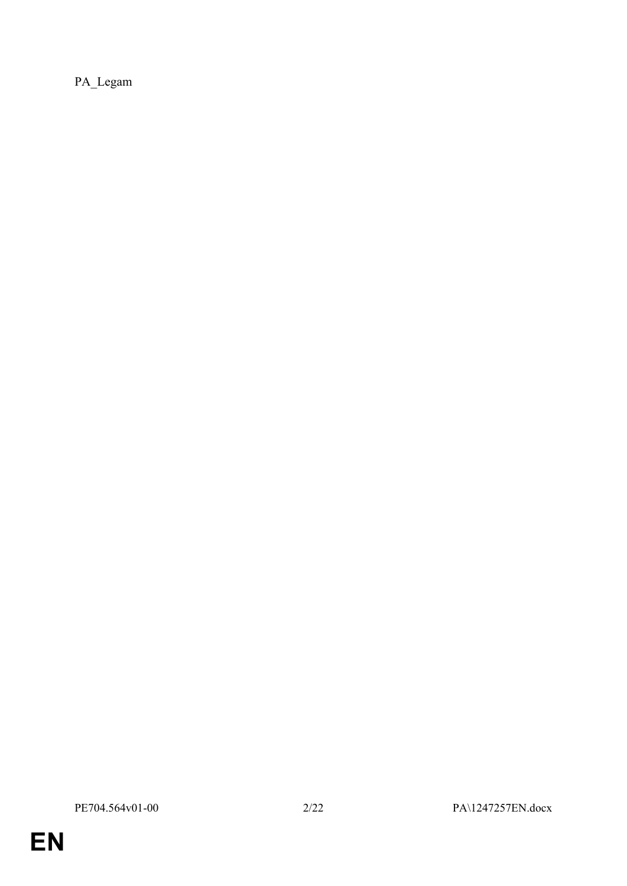PA_Legam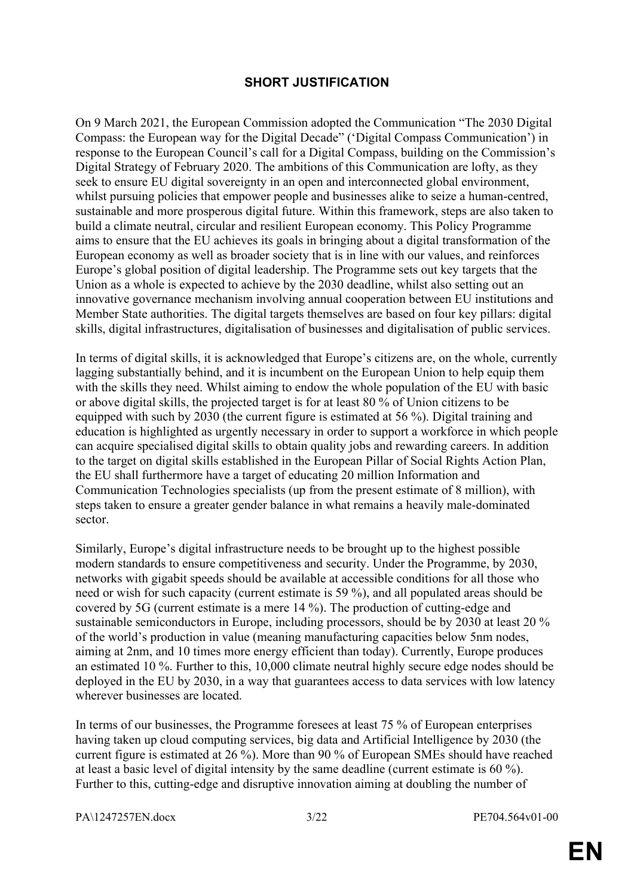## SHORT JUSTIFICATION

On 9 March 2021, the European Commission adopted the Communication "The 2030 Digital Compass: the European way for the Digital Decade" ('Digital Compass Communication') in response to the European Council's call for a Digital Compass, building on the Commission's Digital Strategy of February 2020. The ambitions of this Communication are lofty, as they seek to ensure EU digital sovereignty in an open and interconnected global environment, whilst pursuing policies that empower people and businesses alike to seize a human-centred, sustainable and more prosperous digital future. Within this framework, steps are also taken to build a climate neutral, circular and resilient European economy. This Policy Programme aims to ensure that the EU achieves its goals in bringing about a digital transformation of the European economy as well as broader society that is in line with our values, and reinforces Europe's global position of digital leadership. The Programme sets out key targets that the Union as a whole is expected to achieve by the 2030 deadline, whilst also setting out an innovative governance mechanism involving annual cooperation between EU institutions and Member State authorities. The digital targets themselves are based on four key pillars: digital skills, digital infrastructures, digitalisation of businesses and digitalisation of public services.

In terms of digital skills, it is acknowledged that Europe's citizens are, on the whole, currently lagging substantially behind, and it is incumbent on the European Union to help equip them with the skills they need. Whilst aiming to endow the whole population of the EU with basic or above digital skills, the projected target is for at least 80 % of Union citizens to be equipped with such by 2030 (the current figure is estimated at 56 %). Digital training and education is highlighted as urgently necessary in order to support a workforce in which people can acquire specialised digital skills to obtain quality jobs and rewarding careers. In addition to the target on digital skills established in the European Pillar of Social Rights Action Plan, the EU shall furthermore have a target of educating 20 million Information and Communication Technologies specialists (up from the present estimate of 8 million), with steps taken to ensure a greater gender balance in what remains a heavily male-dominated sector.

Similarly, Europe's digital infrastructure needs to be brought up to the highest possible modern standards to ensure competitiveness and security. Under the Programme, by 2030, networks with gigabit speeds should be available at accessible conditions for all those who need or wish for such capacity (current estimate is 59 %), and all populated areas should be covered by 5G (current estimate is a mere 14 %). The production of cutting-edge and sustainable semiconductors in Europe, including processors, should be by 2030 at least 20 % of the world's production in value (meaning manufacturing capacities below 5nm nodes, aiming at 2nm, and 10 times more energy efficient than today). Currently, Europe produces an estimated 10 %. Further to this, 10,000 climate neutral highly secure edge nodes should be deployed in the EU by 2030, in a way that guarantees access to data services with low latency wherever businesses are located.

In terms of our businesses, the Programme foresees at least 75 % of European enterprises having taken up cloud computing services, big data and Artificial Intelligence by 2030 (the current figure is estimated at 26 %). More than 90 % of European SMEs should have reached at least a basic level of digital intensity by the same deadline (current estimate is 60 %). Further to this, cutting-edge and disruptive innovation aiming at doubling the number of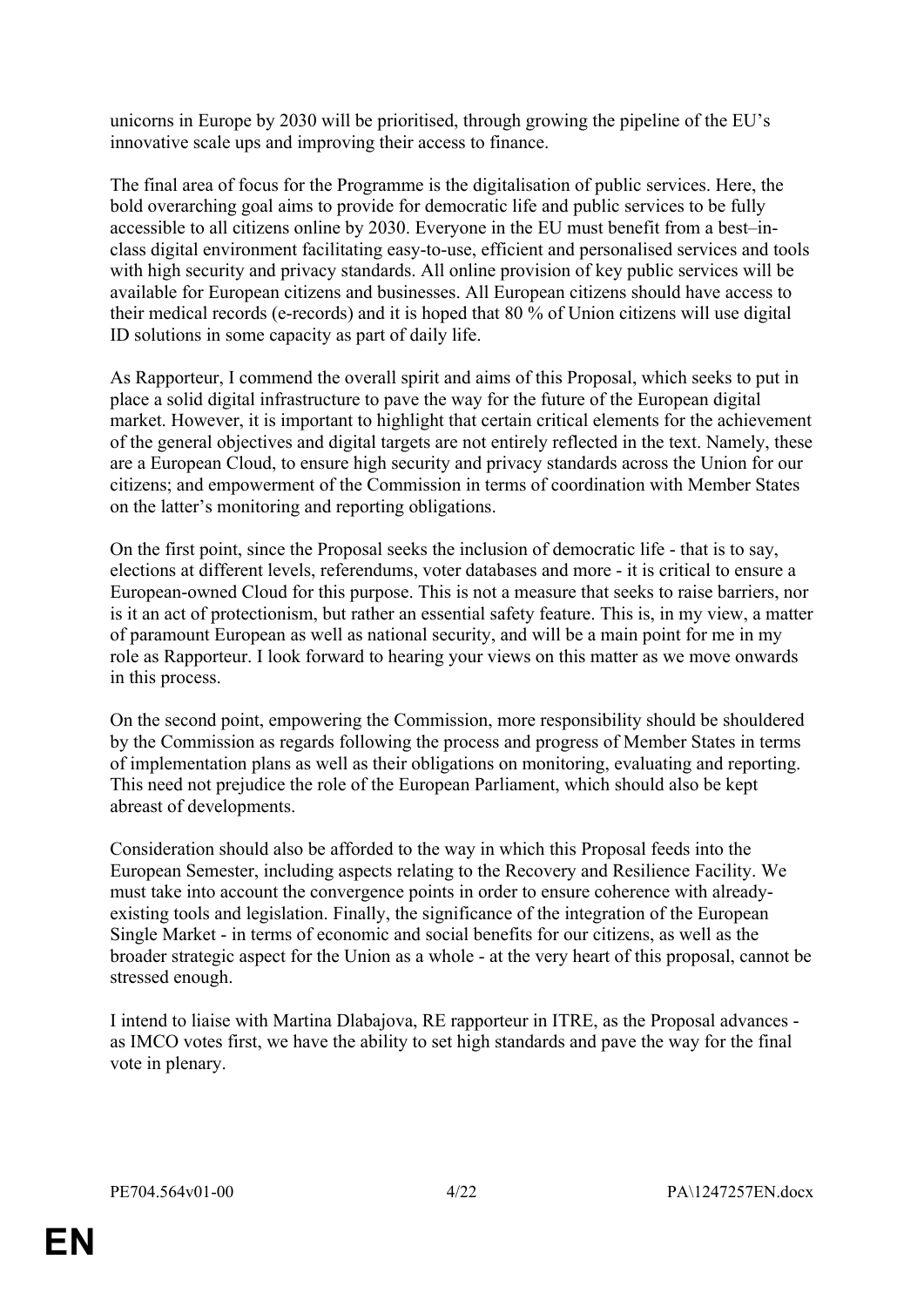unicorns in Europe by 2030 will be prioritised, through growing the pipeline of the EU's innovative scale ups and improving their access to finance.

The final area of focus for the Programme is the digitalisation of public services. Here, the bold overarching goal aims to provide for democratic life and public services to be fully accessible to all citizens online by 2030. Everyone in the EU must benefit from a best–in-class digital environment facilitating easy-to-use, efficient and personalised services and tools with high security and privacy standards. All online provision of key public services will be available for European citizens and businesses. All European citizens should have access to their medical records (e-records) and it is hoped that 80 % of Union citizens will use digital ID solutions in some capacity as part of daily life.

As Rapporteur, I commend the overall spirit and aims of this Proposal, which seeks to put in place a solid digital infrastructure to pave the way for the future of the European digital market. However, it is important to highlight that certain critical elements for the achievement of the general objectives and digital targets are not entirely reflected in the text. Namely, these are a European Cloud, to ensure high security and privacy standards across the Union for our citizens; and empowerment of the Commission in terms of coordination with Member States on the latter's monitoring and reporting obligations.

On the first point, since the Proposal seeks the inclusion of democratic life - that is to say, elections at different levels, referendums, voter databases and more - it is critical to ensure a European-owned Cloud for this purpose. This is not a measure that seeks to raise barriers, nor is it an act of protectionism, but rather an essential safety feature. This is, in my view, a matter of paramount European as well as national security, and will be a main point for me in my role as Rapporteur. I look forward to hearing your views on this matter as we move onwards in this process.

On the second point, empowering the Commission, more responsibility should be shouldered by the Commission as regards following the process and progress of Member States in terms of implementation plans as well as their obligations on monitoring, evaluating and reporting. This need not prejudice the role of the European Parliament, which should also be kept abreast of developments.

Consideration should also be afforded to the way in which this Proposal feeds into the European Semester, including aspects relating to the Recovery and Resilience Facility. We must take into account the convergence points in order to ensure coherence with already-existing tools and legislation. Finally, the significance of the integration of the European Single Market - in terms of economic and social benefits for our citizens, as well as the broader strategic aspect for the Union as a whole - at the very heart of this proposal, cannot be stressed enough.

I intend to liaise with Martina Dlabajova, RE rapporteur in ITRE, as the Proposal advances - as IMCO votes first, we have the ability to set high standards and pave the way for the final vote in plenary.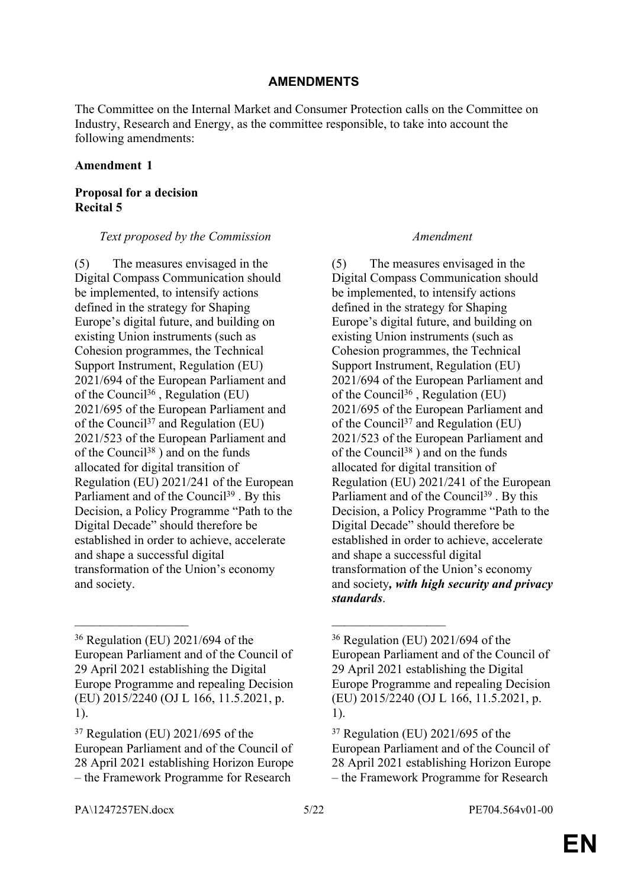## AMENDMENTS

The Committee on the Internal Market and Consumer Protection calls on the Committee on Industry, Research and Energy, as the committee responsible, to take into account the following amendments:

**Amendment 1**

**Proposal for a decision**
**Recital 5**

| *Text proposed by the Commission* | *Amendment* |
|---|---|
| (5) The measures envisaged in the Digital Compass Communication should be implemented, to intensify actions defined in the strategy for Shaping Europe's digital future, and building on existing Union instruments (such as Cohesion programmes, the Technical Support Instrument, Regulation (EU) 2021/694 of the European Parliament and of the Council[36], Regulation (EU) 2021/695 of the European Parliament and of the Council[37] and Regulation (EU) 2021/523 of the European Parliament and of the Council[38]) and on the funds allocated for digital transition of Regulation (EU) 2021/241 of the European Parliament and of the Council[39]. By this Decision, a Policy Programme "Path to the Digital Decade" should therefore be established in order to achieve, accelerate and shape a successful digital transformation of the Union's economy and society. | (5) The measures envisaged in the Digital Compass Communication should be implemented, to intensify actions defined in the strategy for Shaping Europe's digital future, and building on existing Union instruments (such as Cohesion programmes, the Technical Support Instrument, Regulation (EU) 2021/694 of the European Parliament and of the Council[36], Regulation (EU) 2021/695 of the European Parliament and of the Council[37] and Regulation (EU) 2021/523 of the European Parliament and of the Council[38]) and on the funds allocated for digital transition of Regulation (EU) 2021/241 of the European Parliament and of the Council[39]. By this Decision, a Policy Programme "Path to the Digital Decade" should therefore be established in order to achieve, accelerate and shape a successful digital transformation of the Union's economy and society***, with high security and privacy standards***. |
| ___________________ | ___________________ |
| [36] Regulation (EU) 2021/694 of the European Parliament and of the Council of 29 April 2021 establishing the Digital Europe Programme and repealing Decision (EU) 2015/2240 (OJ L 166, 11.5.2021, p. 1). | [36] Regulation (EU) 2021/694 of the European Parliament and of the Council of 29 April 2021 establishing the Digital Europe Programme and repealing Decision (EU) 2015/2240 (OJ L 166, 11.5.2021, p. 1). |
| [37] Regulation (EU) 2021/695 of the European Parliament and of the Council of 28 April 2021 establishing Horizon Europe – the Framework Programme for Research | [37] Regulation (EU) 2021/695 of the European Parliament and of the Council of 28 April 2021 establishing Horizon Europe – the Framework Programme for Research |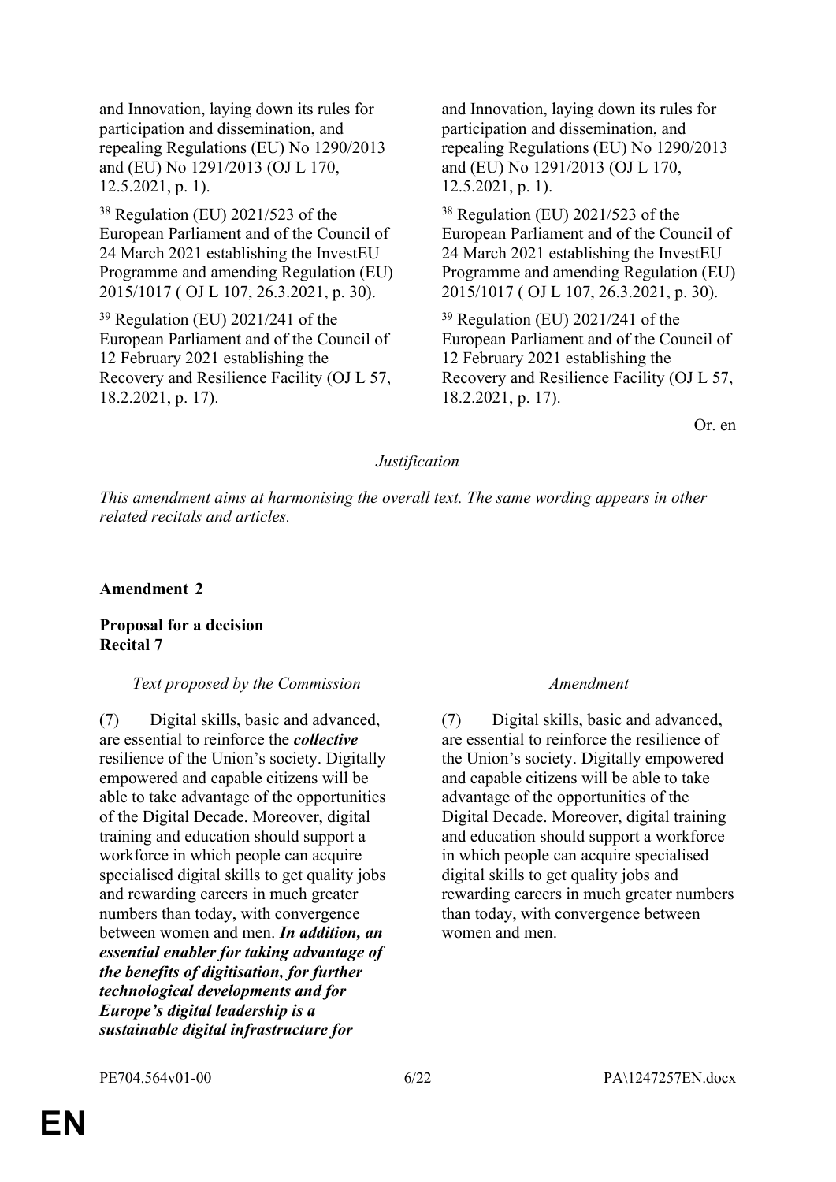| | |
|---|---|
| and Innovation, laying down its rules for participation and dissemination, and repealing Regulations (EU) No 1290/2013 and (EU) No 1291/2013 (OJ L 170, 12.5.2021, p. 1). | and Innovation, laying down its rules for participation and dissemination, and repealing Regulations (EU) No 1290/2013 and (EU) No 1291/2013 (OJ L 170, 12.5.2021, p. 1). |
| [38] Regulation (EU) 2021/523 of the European Parliament and of the Council of 24 March 2021 establishing the InvestEU Programme and amending Regulation (EU) 2015/1017 ( OJ L 107, 26.3.2021, p. 30). | [38] Regulation (EU) 2021/523 of the European Parliament and of the Council of 24 March 2021 establishing the InvestEU Programme and amending Regulation (EU) 2015/1017 ( OJ L 107, 26.3.2021, p. 30). |
| [39] Regulation (EU) 2021/241 of the European Parliament and of the Council of 12 February 2021 establishing the Recovery and Resilience Facility (OJ L 57, 18.2.2021, p. 17). | [39] Regulation (EU) 2021/241 of the European Parliament and of the Council of 12 February 2021 establishing the Recovery and Resilience Facility (OJ L 57, 18.2.2021, p. 17). |

Or. en

*Justification*

*This amendment aims at harmonising the overall text. The same wording appears in other related recitals and articles.*

**Amendment 2**

**Proposal for a decision**
**Recital 7**

| *Text proposed by the Commission* | *Amendment* |
|---|---|
| (7) Digital skills, basic and advanced, are essential to reinforce the ***collective*** resilience of the Union's society. Digitally empowered and capable citizens will be able to take advantage of the opportunities of the Digital Decade. Moreover, digital training and education should support a workforce in which people can acquire specialised digital skills to get quality jobs and rewarding careers in much greater numbers than today, with convergence between women and men. ***In addition, an essential enabler for taking advantage of the benefits of digitisation, for further technological developments and for Europe's digital leadership is a sustainable digital infrastructure for*** | (7) Digital skills, basic and advanced, are essential to reinforce the resilience of the Union's society. Digitally empowered and capable citizens will be able to take advantage of the opportunities of the Digital Decade. Moreover, digital training and education should support a workforce in which people can acquire specialised digital skills to get quality jobs and rewarding careers in much greater numbers than today, with convergence between women and men. |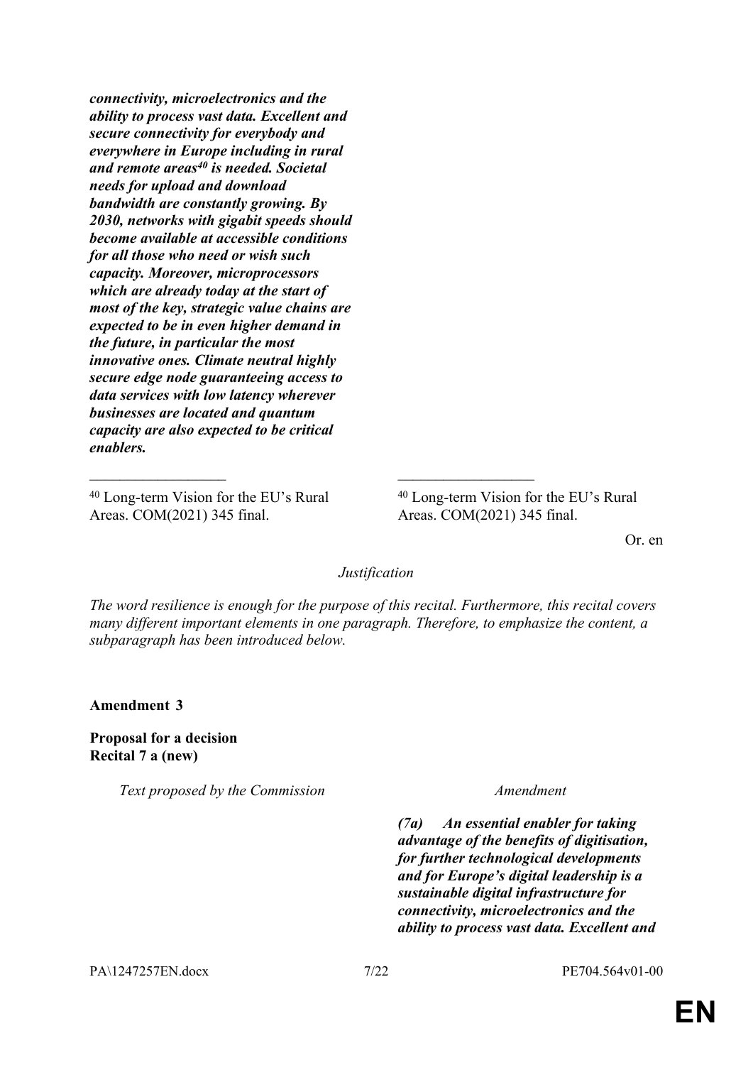***connectivity, microelectronics and the ability to process vast data. Excellent and secure connectivity for everybody and everywhere in Europe including in rural and remote areas[40] is needed. Societal needs for upload and download bandwidth are constantly growing. By 2030, networks with gigabit speeds should become available at accessible conditions for all those who need or wish such capacity. Moreover, microprocessors which are already today at the start of most of the key, strategic value chains are expected to be in even higher demand in the future, in particular the most innovative ones. Climate neutral highly secure edge node guaranteeing access to data services with low latency wherever businesses are located and quantum capacity are also expected to be critical enablers.***

__________________

[40] Long-term Vision for the EU's Rural Areas. COM(2021) 345 final.

__________________

[40] Long-term Vision for the EU's Rural Areas. COM(2021) 345 final.

Or. en

*Justification*

*The word resilience is enough for the purpose of this recital. Furthermore, this recital covers many different important elements in one paragraph. Therefore, to emphasize the content, a subparagraph has been introduced below.*

**Amendment 3**

**Proposal for a decision**
**Recital 7 a (new)**

| *Text proposed by the Commission* | *Amendment* |
|---|---|
| | ***(7a) An essential enabler for taking advantage of the benefits of digitisation, for further technological developments and for Europe's digital leadership is a sustainable digital infrastructure for connectivity, microelectronics and the ability to process vast data. Excellent and*** |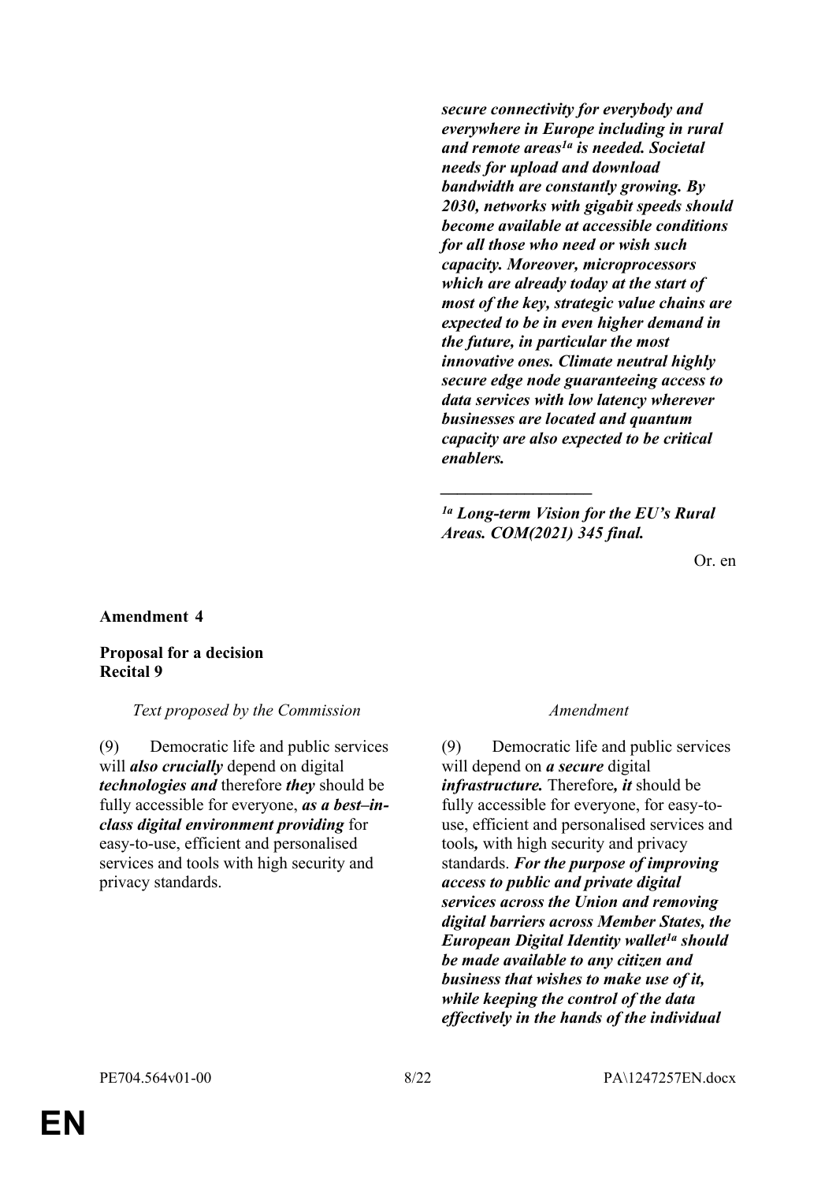| | |
|---|---|
| | ***secure connectivity for everybody and everywhere in Europe including in rural and remote areas[1a] is needed. Societal needs for upload and download bandwidth are constantly growing. By 2030, networks with gigabit speeds should become available at accessible conditions for all those who need or wish such capacity. Moreover, microprocessors which are already today at the start of most of the key, strategic value chains are expected to be in even higher demand in the future, in particular the most innovative ones. Climate neutral highly secure edge node guaranteeing access to data services with low latency wherever businesses are located and quantum capacity are also expected to be critical enablers.***<br>__________________<br>***[1a] Long-term Vision for the EU's Rural Areas. COM(2021) 345 final.*** |

Or. en

**Amendment 4**

**Proposal for a decision**
**Recital 9**

| *Text proposed by the Commission* | *Amendment* |
|---|---|
| (9) Democratic life and public services will ***also crucially*** depend on digital ***technologies and*** therefore ***they*** should be fully accessible for everyone, ***as a best–in-class digital environment providing*** for easy-to-use, efficient and personalised services and tools with high security and privacy standards. | (9) Democratic life and public services will depend on ***a secure*** digital ***infrastructure.*** Therefore***, it*** should be fully accessible for everyone, for easy-to-use, efficient and personalised services and tools***,*** with high security and privacy standards. ***For the purpose of improving access to public and private digital services across the Union and removing digital barriers across Member States, the European Digital Identity wallet[1a] should be made available to any citizen and business that wishes to make use of it, while keeping the control of the data effectively in the hands of the individual*** |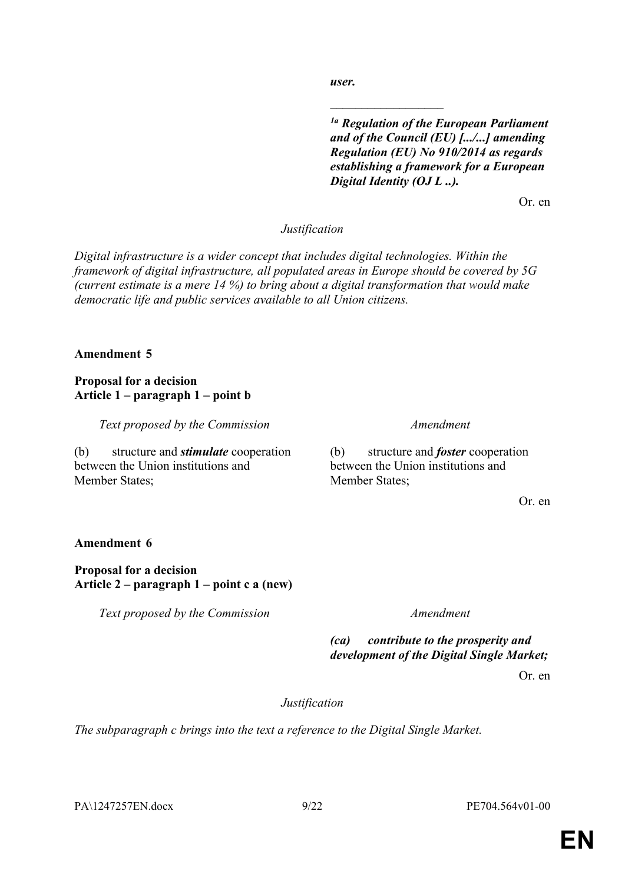***user.***

___________________

[1a] ***Regulation of the European Parliament and of the Council (EU) [.../...] amending Regulation (EU) No 910/2014 as regards establishing a framework for a European Digital Identity (OJ L ..).***

Or. en

*Justification*

*Digital infrastructure is a wider concept that includes digital technologies. Within the framework of digital infrastructure, all populated areas in Europe should be covered by 5G (current estimate is a mere 14 %) to bring about a digital transformation that would make democratic life and public services available to all Union citizens.*

**Amendment 5**

**Proposal for a decision**
**Article 1 – paragraph 1 – point b**

| *Text proposed by the Commission* | *Amendment* |
|---|---|
| (b) structure and ***stimulate*** cooperation between the Union institutions and Member States; | (b) structure and ***foster*** cooperation between the Union institutions and Member States; |

Or. en

**Amendment 6**

**Proposal for a decision**
**Article 2 – paragraph 1 – point c a (new)**

| *Text proposed by the Commission* | *Amendment* |
|---|---|
| | ***(ca) contribute to the prosperity and development of the Digital Single Market;*** |

Or. en

*Justification*

*The subparagraph c brings into the text a reference to the Digital Single Market.*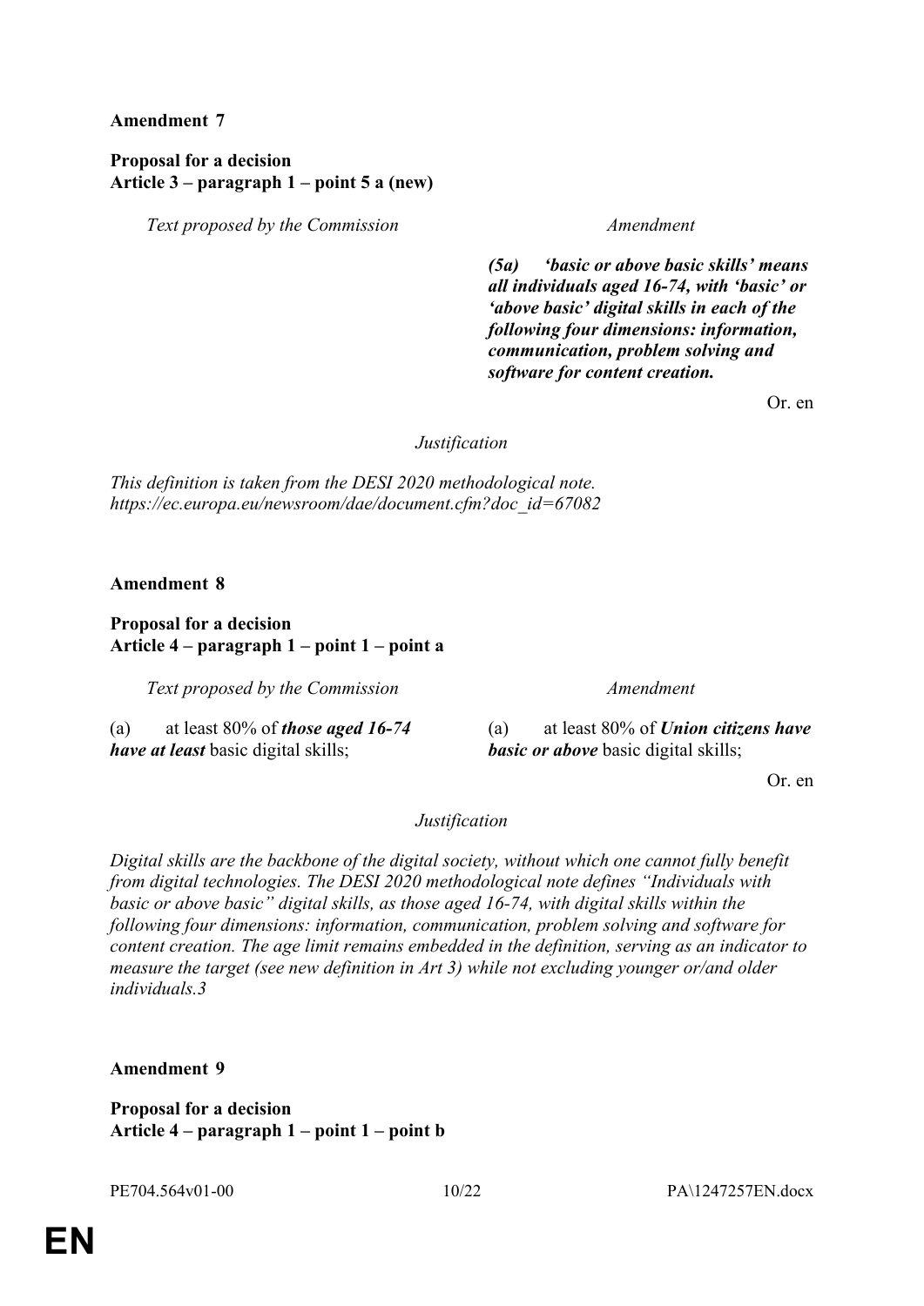**Amendment 7**

**Proposal for a decision**
**Article 3 – paragraph 1 – point 5 a (new)**

| *Text proposed by the Commission* | *Amendment* |
|---|---|
| | ***(5a) 'basic or above basic skills' means all individuals aged 16-74, with 'basic' or 'above basic' digital skills in each of the following four dimensions: information, communication, problem solving and software for content creation.*** |

Or. en

*Justification*

*This definition is taken from the DESI 2020 methodological note. https://ec.europa.eu/newsroom/dae/document.cfm?doc_id=67082*

**Amendment 8**

**Proposal for a decision**
**Article 4 – paragraph 1 – point 1 – point a**

| *Text proposed by the Commission* | *Amendment* |
|---|---|
| (a) at least 80% of ***those aged 16-74 have at least*** basic digital skills; | (a) at least 80% of ***Union citizens have basic or above*** basic digital skills; |

Or. en

*Justification*

*Digital skills are the backbone of the digital society, without which one cannot fully benefit from digital technologies. The DESI 2020 methodological note defines "Individuals with basic or above basic" digital skills, as those aged 16-74, with digital skills within the following four dimensions: information, communication, problem solving and software for content creation. The age limit remains embedded in the definition, serving as an indicator to measure the target (see new definition in Art 3) while not excluding younger or/and older individuals.*[3]

**Amendment 9**

**Proposal for a decision**
**Article 4 – paragraph 1 – point 1 – point b**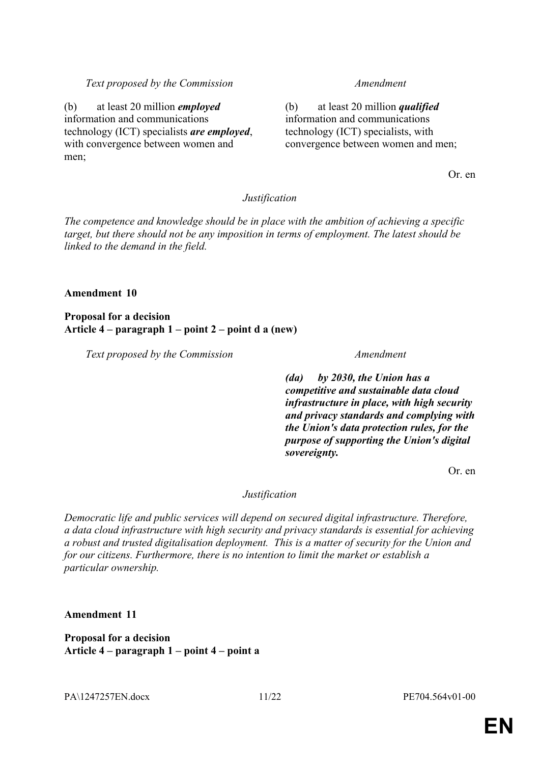| *Text proposed by the Commission* | *Amendment* |
|---|---|
| (b) at least 20 million ***employed*** information and communications technology (ICT) specialists ***are employed***, with convergence between women and men; | (b) at least 20 million ***qualified*** information and communications technology (ICT) specialists, with convergence between women and men; |

Or. en

*Justification*

*The competence and knowledge should be in place with the ambition of achieving a specific target, but there should not be any imposition in terms of employment. The latest should be linked to the demand in the field.*

**Amendment 10**

**Proposal for a decision**
**Article 4 – paragraph 1 – point 2 – point d a (new)**

| *Text proposed by the Commission* | *Amendment* |
|---|---|
| | ***(da) by 2030, the Union has a competitive and sustainable data cloud infrastructure in place, with high security and privacy standards and complying with the Union's data protection rules, for the purpose of supporting the Union's digital sovereignty.*** |

Or. en

*Justification*

*Democratic life and public services will depend on secured digital infrastructure. Therefore, a data cloud infrastructure with high security and privacy standards is essential for achieving a robust and trusted digitalisation deployment. This is a matter of security for the Union and for our citizens. Furthermore, there is no intention to limit the market or establish a particular ownership.*

**Amendment 11**

**Proposal for a decision**
**Article 4 – paragraph 1 – point 4 – point a**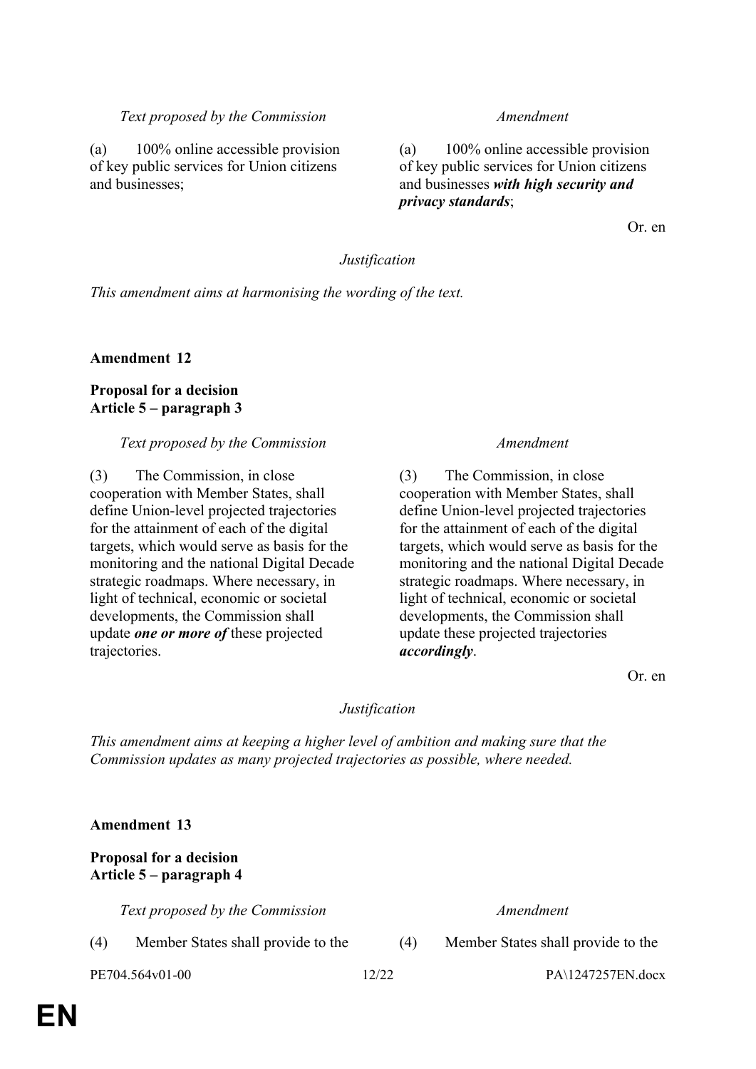| *Text proposed by the Commission* | *Amendment* |
|---|---|
| (a) 100% online accessible provision of key public services for Union citizens and businesses; | (a) 100% online accessible provision of key public services for Union citizens and businesses ***with high security and privacy standards***; |

Or. en

*Justification*

*This amendment aims at harmonising the wording of the text.*

**Amendment 12**

**Proposal for a decision**
**Article 5 – paragraph 3**

| *Text proposed by the Commission* | *Amendment* |
|---|---|
| (3) The Commission, in close cooperation with Member States, shall define Union-level projected trajectories for the attainment of each of the digital targets, which would serve as basis for the monitoring and the national Digital Decade strategic roadmaps. Where necessary, in light of technical, economic or societal developments, the Commission shall update ***one or more of*** these projected trajectories. | (3) The Commission, in close cooperation with Member States, shall define Union-level projected trajectories for the attainment of each of the digital targets, which would serve as basis for the monitoring and the national Digital Decade strategic roadmaps. Where necessary, in light of technical, economic or societal developments, the Commission shall update these projected trajectories ***accordingly***. |

Or. en

*Justification*

*This amendment aims at keeping a higher level of ambition and making sure that the Commission updates as many projected trajectories as possible, where needed.*

**Amendment 13**

**Proposal for a decision**
**Article 5 – paragraph 4**

| *Text proposed by the Commission* | *Amendment* |
|---|---|
| (4) Member States shall provide to the | (4) Member States shall provide to the |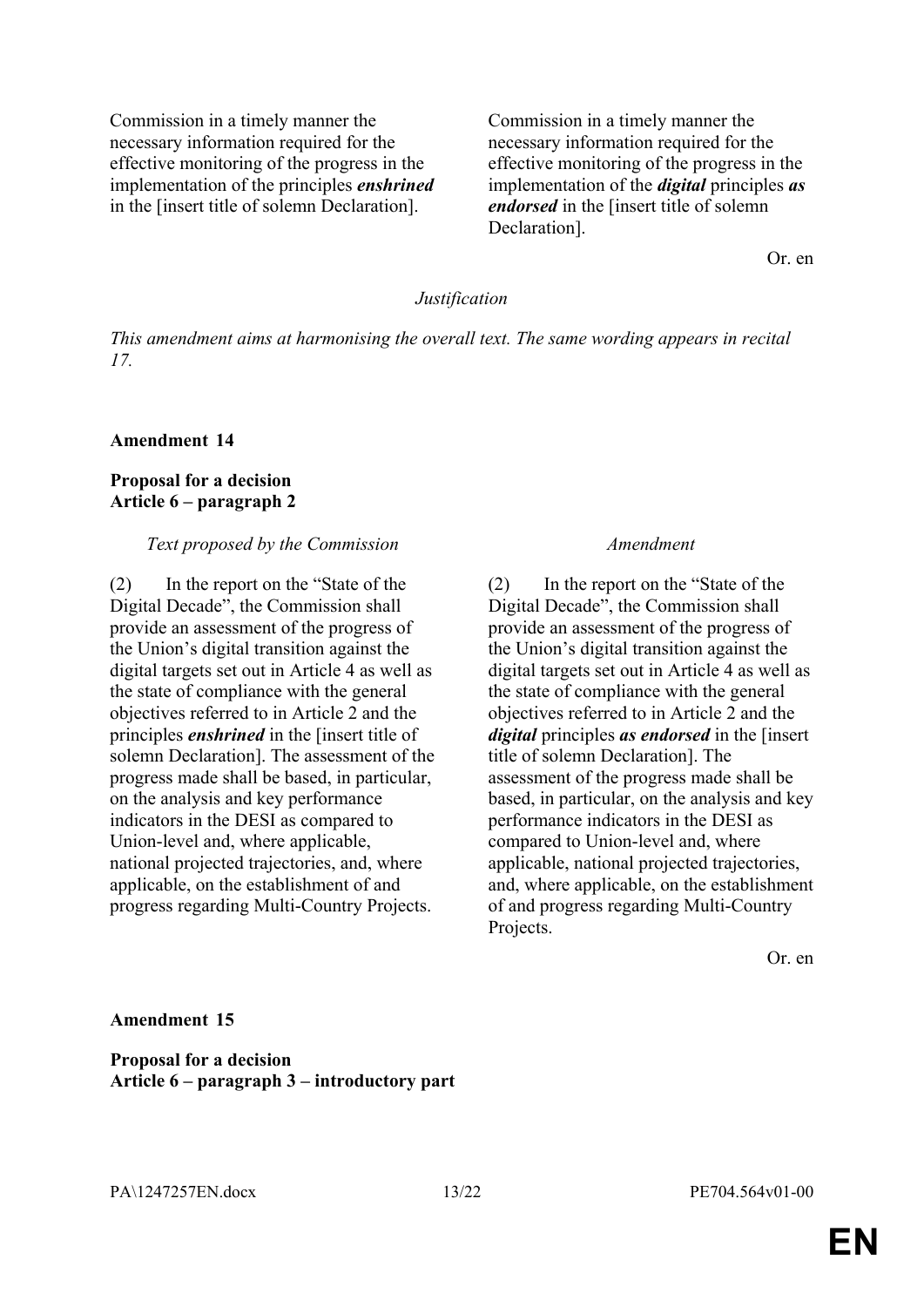| | |
|---|---|
| Commission in a timely manner the necessary information required for the effective monitoring of the progress in the implementation of the principles ***enshrined*** in the [insert title of solemn Declaration]. | Commission in a timely manner the necessary information required for the effective monitoring of the progress in the implementation of the ***digital*** principles ***as endorsed*** in the [insert title of solemn Declaration]. |

Or. en

*Justification*

*This amendment aims at harmonising the overall text. The same wording appears in recital 17.*

**Amendment 14**

**Proposal for a decision**
**Article 6 – paragraph 2**

| *Text proposed by the Commission* | *Amendment* |
|---|---|
| (2) In the report on the "State of the Digital Decade", the Commission shall provide an assessment of the progress of the Union's digital transition against the digital targets set out in Article 4 as well as the state of compliance with the general objectives referred to in Article 2 and the principles ***enshrined*** in the [insert title of solemn Declaration]. The assessment of the progress made shall be based, in particular, on the analysis and key performance indicators in the DESI as compared to Union-level and, where applicable, national projected trajectories, and, where applicable, on the establishment of and progress regarding Multi-Country Projects. | (2) In the report on the "State of the Digital Decade", the Commission shall provide an assessment of the progress of the Union's digital transition against the digital targets set out in Article 4 as well as the state of compliance with the general objectives referred to in Article 2 and the ***digital*** principles ***as endorsed*** in the [insert title of solemn Declaration]. The assessment of the progress made shall be based, in particular, on the analysis and key performance indicators in the DESI as compared to Union-level and, where applicable, national projected trajectories, and, where applicable, on the establishment of and progress regarding Multi-Country Projects. |

Or. en

**Amendment 15**

**Proposal for a decision**
**Article 6 – paragraph 3 – introductory part**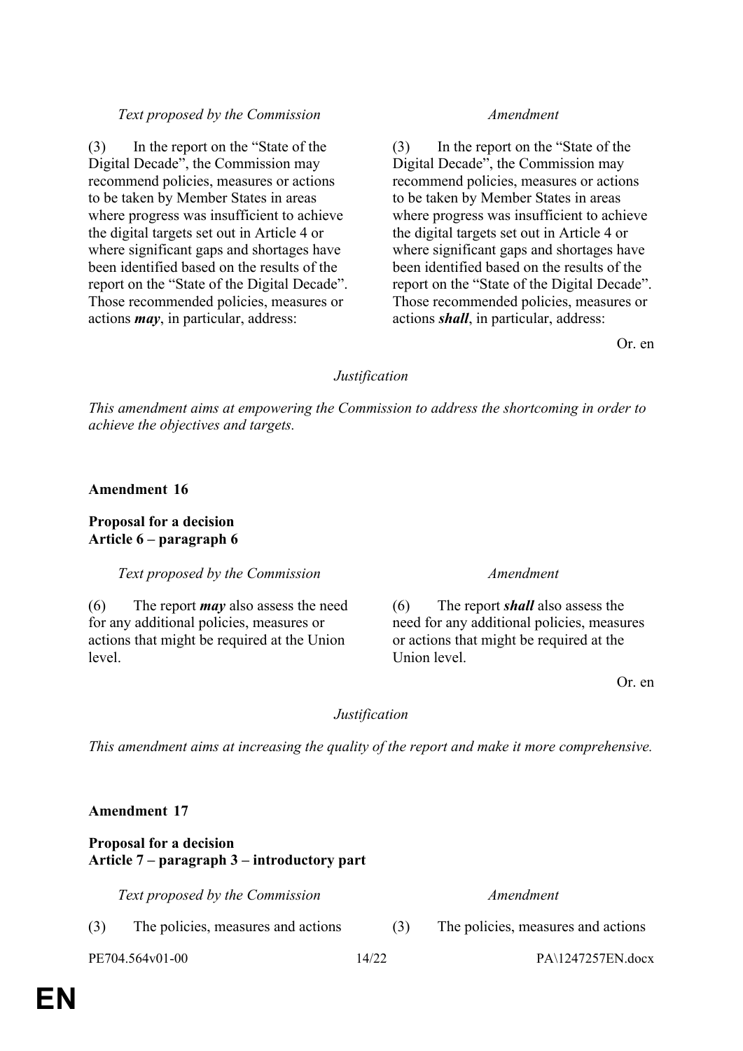| Text proposed by the Commission | Amendment |
| --- | --- |
| (3) In the report on the “State of the Digital Decade”, the Commission may recommend policies, measures or actions to be taken by Member States in areas where progress was insufficient to achieve the digital targets set out in Article 4 or where significant gaps and shortages have been identified based on the results of the report on the “State of the Digital Decade”. Those recommended policies, measures or actions ***may***, in particular, address: | (3) In the report on the “State of the Digital Decade”, the Commission may recommend policies, measures or actions to be taken by Member States in areas where progress was insufficient to achieve the digital targets set out in Article 4 or where significant gaps and shortages have been identified based on the results of the report on the “State of the Digital Decade”. Those recommended policies, measures or actions ***shall***, in particular, address: |

Or. en

*Justification*

*This amendment aims at empowering the Commission to address the shortcoming in order to achieve the objectives and targets.*

**Amendment 16**

**Proposal for a decision**
**Article 6 – paragraph 6**

| Text proposed by the Commission | Amendment |
| --- | --- |
| (6) The report ***may*** also assess the need for any additional policies, measures or actions that might be required at the Union level. | (6) The report ***shall*** also assess the need for any additional policies, measures or actions that might be required at the Union level. |

Or. en

*Justification*

*This amendment aims at increasing the quality of the report and make it more comprehensive.*

**Amendment 17**

**Proposal for a decision**
**Article 7 – paragraph 3 – introductory part**

| Text proposed by the Commission | Amendment |
| --- | --- |
| (3) The policies, measures and actions | (3) The policies, measures and actions |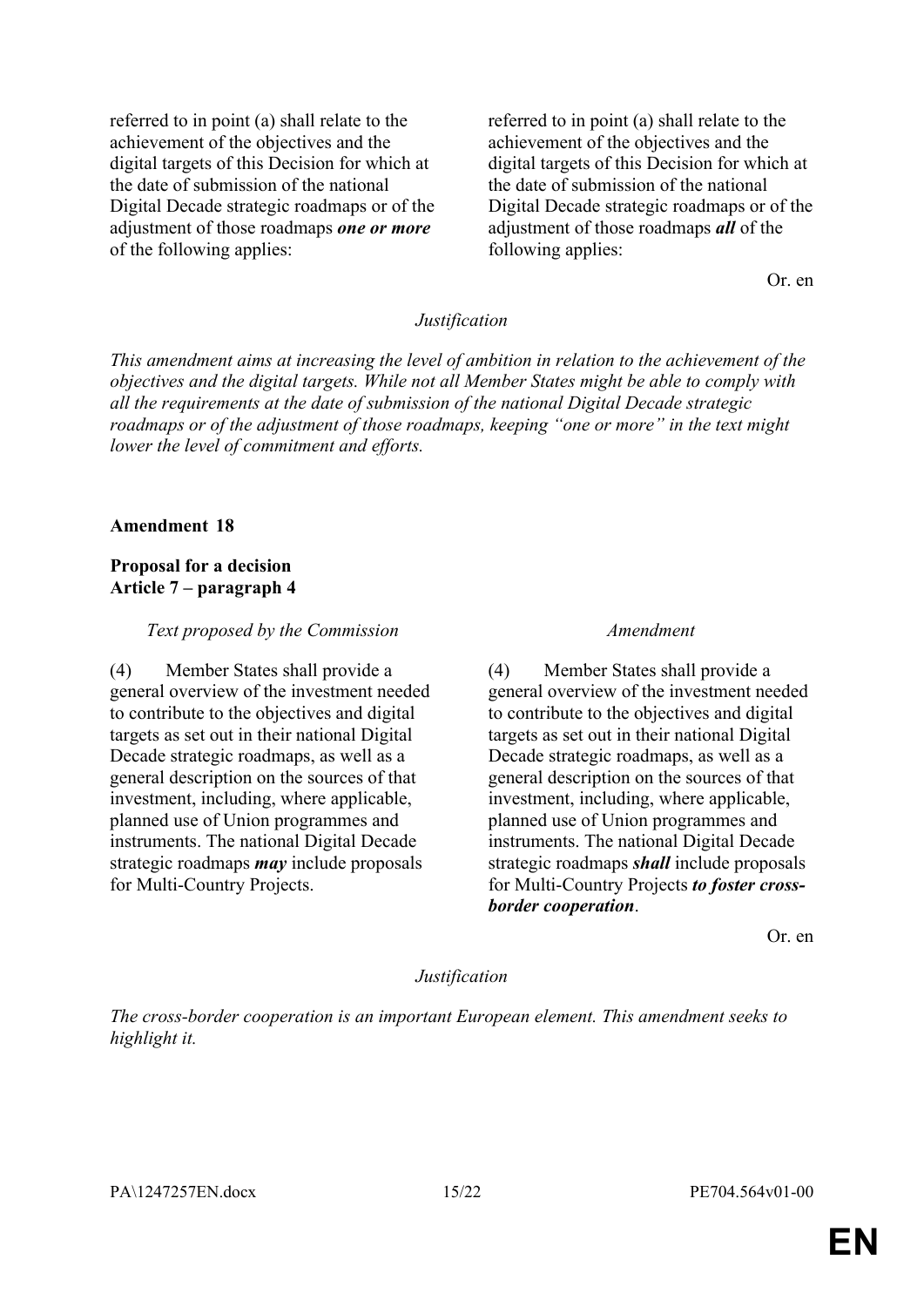| | |
|---|---|
| referred to in point (a) shall relate to the achievement of the objectives and the digital targets of this Decision for which at the date of submission of the national Digital Decade strategic roadmaps or of the adjustment of those roadmaps ***one or more*** of the following applies: | referred to in point (a) shall relate to the achievement of the objectives and the digital targets of this Decision for which at the date of submission of the national Digital Decade strategic roadmaps or of the adjustment of those roadmaps ***all*** of the following applies: |

Or. en

*Justification*

*This amendment aims at increasing the level of ambition in relation to the achievement of the objectives and the digital targets. While not all Member States might be able to comply with all the requirements at the date of submission of the national Digital Decade strategic roadmaps or of the adjustment of those roadmaps, keeping "one or more" in the text might lower the level of commitment and efforts.*

**Amendment 18**

**Proposal for a decision**
**Article 7 – paragraph 4**

| *Text proposed by the Commission* | *Amendment* |
|---|---|
| (4) Member States shall provide a general overview of the investment needed to contribute to the objectives and digital targets as set out in their national Digital Decade strategic roadmaps, as well as a general description on the sources of that investment, including, where applicable, planned use of Union programmes and instruments. The national Digital Decade strategic roadmaps ***may*** include proposals for Multi-Country Projects. | (4) Member States shall provide a general overview of the investment needed to contribute to the objectives and digital targets as set out in their national Digital Decade strategic roadmaps, as well as a general description on the sources of that investment, including, where applicable, planned use of Union programmes and instruments. The national Digital Decade strategic roadmaps ***shall*** include proposals for Multi-Country Projects ***to foster cross-border cooperation***. |

Or. en

*Justification*

*The cross-border cooperation is an important European element. This amendment seeks to highlight it.*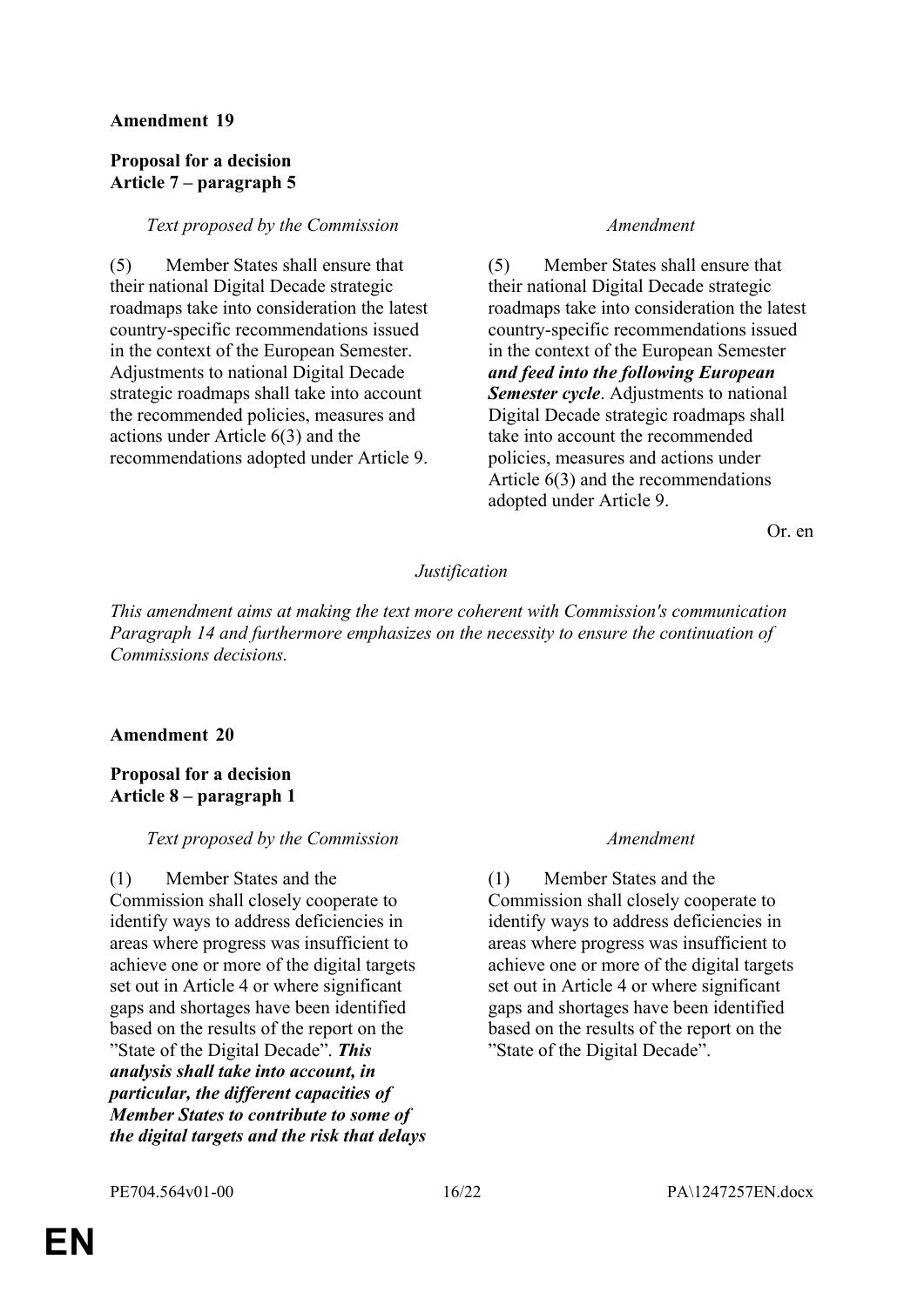**Amendment 19**

**Proposal for a decision**
**Article 7 – paragraph 5**

| *Text proposed by the Commission* | *Amendment* |
|---|---|
| (5) Member States shall ensure that their national Digital Decade strategic roadmaps take into consideration the latest country-specific recommendations issued in the context of the European Semester. Adjustments to national Digital Decade strategic roadmaps shall take into account the recommended policies, measures and actions under Article 6(3) and the recommendations adopted under Article 9. | (5) Member States shall ensure that their national Digital Decade strategic roadmaps take into consideration the latest country-specific recommendations issued in the context of the European Semester ***and feed into the following European Semester cycle***. Adjustments to national Digital Decade strategic roadmaps shall take into account the recommended policies, measures and actions under Article 6(3) and the recommendations adopted under Article 9. |

Or. en

*Justification*

*This amendment aims at making the text more coherent with Commission's communication Paragraph 14 and furthermore emphasizes on the necessity to ensure the continuation of Commissions decisions.*

**Amendment 20**

**Proposal for a decision**
**Article 8 – paragraph 1**

| *Text proposed by the Commission* | *Amendment* |
|---|---|
| (1) Member States and the Commission shall closely cooperate to identify ways to address deficiencies in areas where progress was insufficient to achieve one or more of the digital targets set out in Article 4 or where significant gaps and shortages have been identified based on the results of the report on the "State of the Digital Decade". ***This analysis shall take into account, in particular, the different capacities of Member States to contribute to some of the digital targets and the risk that delays*** | (1) Member States and the Commission shall closely cooperate to identify ways to address deficiencies in areas where progress was insufficient to achieve one or more of the digital targets set out in Article 4 or where significant gaps and shortages have been identified based on the results of the report on the "State of the Digital Decade". |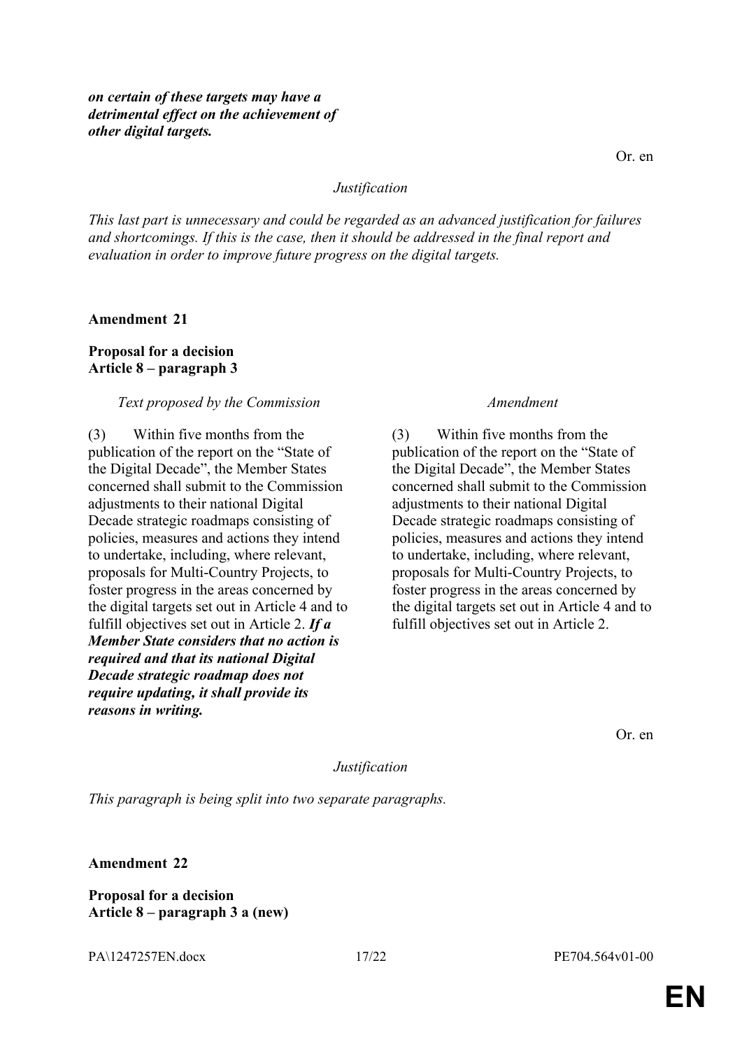***on certain of these targets may have a detrimental effect on the achievement of other digital targets.***

Or. en

*Justification*

*This last part is unnecessary and could be regarded as an advanced justification for failures and shortcomings. If this is the case, then it should be addressed in the final report and evaluation in order to improve future progress on the digital targets.*

**Amendment 21**

**Proposal for a decision**
**Article 8 – paragraph 3**

| *Text proposed by the Commission* | *Amendment* |
|---|---|
| (3) Within five months from the publication of the report on the "State of the Digital Decade", the Member States concerned shall submit to the Commission adjustments to their national Digital Decade strategic roadmaps consisting of policies, measures and actions they intend to undertake, including, where relevant, proposals for Multi-Country Projects, to foster progress in the areas concerned by the digital targets set out in Article 4 and to fulfill objectives set out in Article 2. ***If a Member State considers that no action is required and that its national Digital Decade strategic roadmap does not require updating, it shall provide its reasons in writing.*** | (3) Within five months from the publication of the report on the "State of the Digital Decade", the Member States concerned shall submit to the Commission adjustments to their national Digital Decade strategic roadmaps consisting of policies, measures and actions they intend to undertake, including, where relevant, proposals for Multi-Country Projects, to foster progress in the areas concerned by the digital targets set out in Article 4 and to fulfill objectives set out in Article 2. |

Or. en

*Justification*

*This paragraph is being split into two separate paragraphs.*

**Amendment 22**

**Proposal for a decision**
**Article 8 – paragraph 3 a (new)**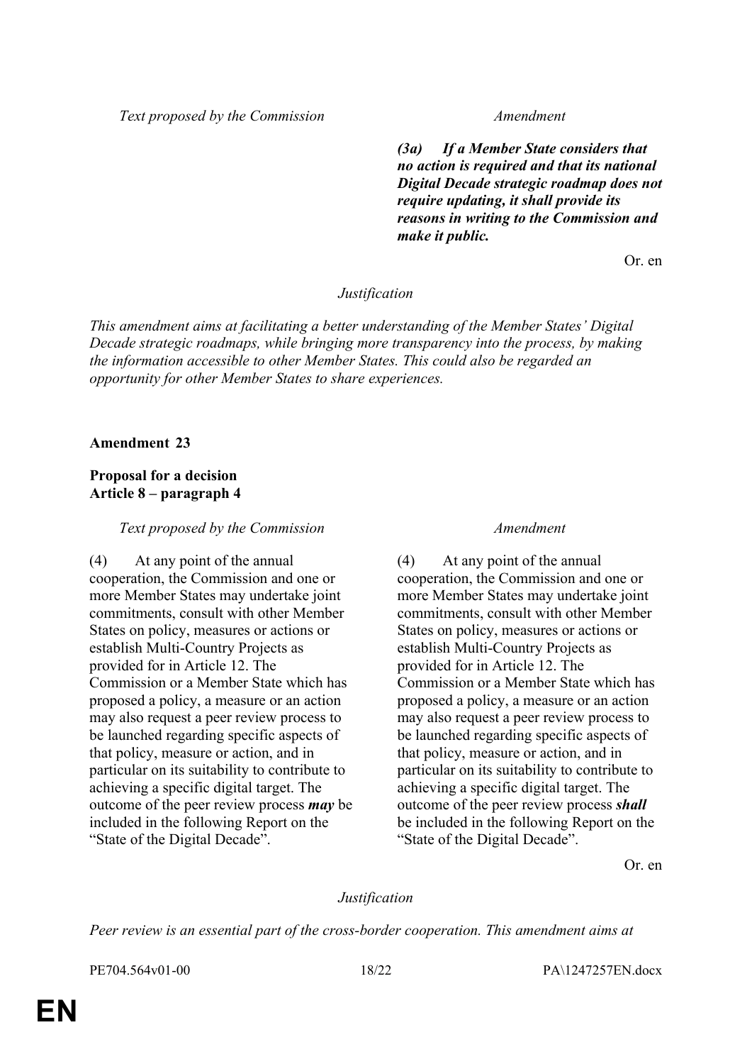| Text proposed by the Commission | Amendment |
|---|---|
| | ***(3a) If a Member State considers that no action is required and that its national Digital Decade strategic roadmap does not require updating, it shall provide its reasons in writing to the Commission and make it public.*** |

Or. en

*Justification*

*This amendment aims at facilitating a better understanding of the Member States' Digital Decade strategic roadmaps, while bringing more transparency into the process, by making the information accessible to other Member States. This could also be regarded an opportunity for other Member States to share experiences.*

**Amendment 23**

**Proposal for a decision**
**Article 8 – paragraph 4**

| Text proposed by the Commission | Amendment |
|---|---|
| (4) At any point of the annual cooperation, the Commission and one or more Member States may undertake joint commitments, consult with other Member States on policy, measures or actions or establish Multi-Country Projects as provided for in Article 12. The Commission or a Member State which has proposed a policy, a measure or an action may also request a peer review process to be launched regarding specific aspects of that policy, measure or action, and in particular on its suitability to contribute to achieving a specific digital target. The outcome of the peer review process ***may*** be included in the following Report on the "State of the Digital Decade". | (4) At any point of the annual cooperation, the Commission and one or more Member States may undertake joint commitments, consult with other Member States on policy, measures or actions or establish Multi-Country Projects as provided for in Article 12. The Commission or a Member State which has proposed a policy, a measure or an action may also request a peer review process to be launched regarding specific aspects of that policy, measure or action, and in particular on its suitability to contribute to achieving a specific digital target. The outcome of the peer review process ***shall*** be included in the following Report on the "State of the Digital Decade". |

Or. en

*Justification*

*Peer review is an essential part of the cross-border cooperation. This amendment aims at*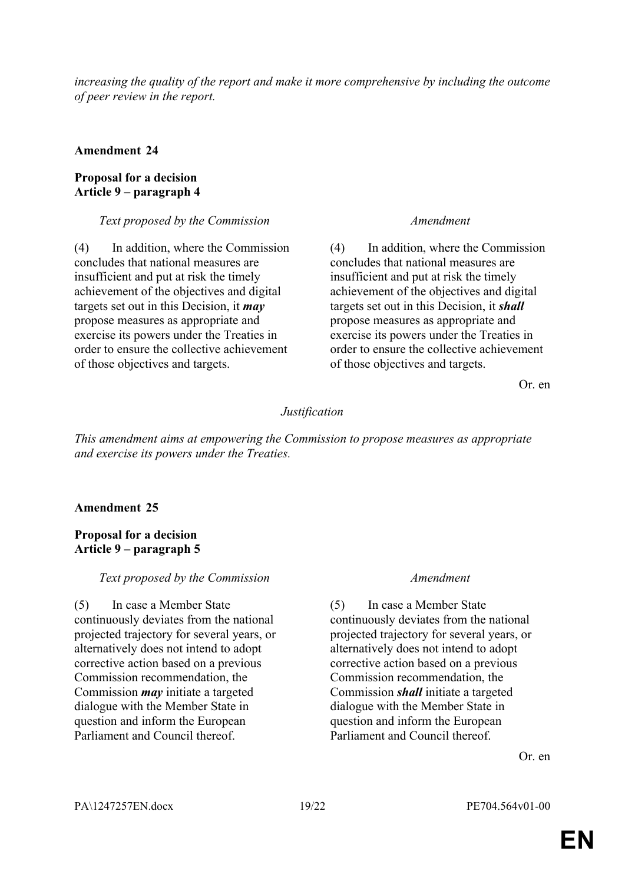*increasing the quality of the report and make it more comprehensive by including the outcome of peer review in the report.*

**Amendment 24**

**Proposal for a decision**
**Article 9 – paragraph 4**

| *Text proposed by the Commission* | *Amendment* |
|---|---|
| (4) In addition, where the Commission concludes that national measures are insufficient and put at risk the timely achievement of the objectives and digital targets set out in this Decision, it ***may*** propose measures as appropriate and exercise its powers under the Treaties in order to ensure the collective achievement of those objectives and targets. | (4) In addition, where the Commission concludes that national measures are insufficient and put at risk the timely achievement of the objectives and digital targets set out in this Decision, it ***shall*** propose measures as appropriate and exercise its powers under the Treaties in order to ensure the collective achievement of those objectives and targets. |

Or. en

*Justification*

*This amendment aims at empowering the Commission to propose measures as appropriate and exercise its powers under the Treaties.*

**Amendment 25**

**Proposal for a decision**
**Article 9 – paragraph 5**

| *Text proposed by the Commission* | *Amendment* |
|---|---|
| (5) In case a Member State continuously deviates from the national projected trajectory for several years, or alternatively does not intend to adopt corrective action based on a previous Commission recommendation, the Commission ***may*** initiate a targeted dialogue with the Member State in question and inform the European Parliament and Council thereof. | (5) In case a Member State continuously deviates from the national projected trajectory for several years, or alternatively does not intend to adopt corrective action based on a previous Commission recommendation, the Commission ***shall*** initiate a targeted dialogue with the Member State in question and inform the European Parliament and Council thereof. |

Or. en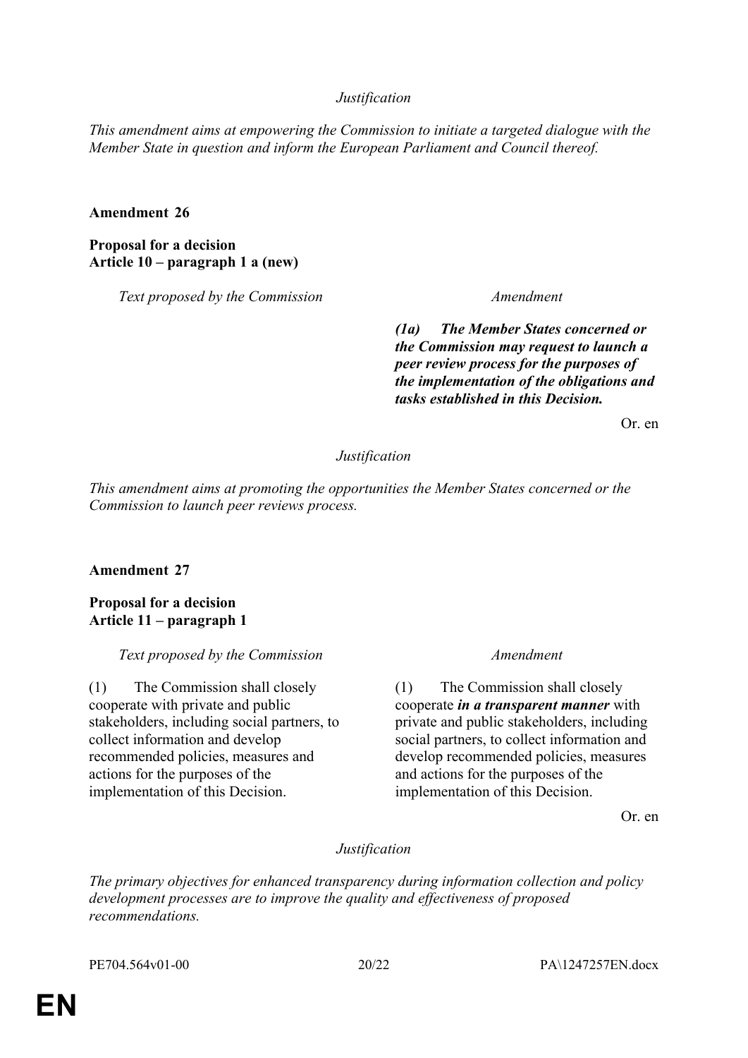*Justification*

*This amendment aims at empowering the Commission to initiate a targeted dialogue with the Member State in question and inform the European Parliament and Council thereof.*

**Amendment 26**

**Proposal for a decision**
**Article 10 – paragraph 1 a (new)**

| *Text proposed by the Commission* | *Amendment* |
|---|---|
| | ***(1a) The Member States concerned or the Commission may request to launch a peer review process for the purposes of the implementation of the obligations and tasks established in this Decision.*** |

Or. en

*Justification*

*This amendment aims at promoting the opportunities the Member States concerned or the Commission to launch peer reviews process.*

**Amendment 27**

**Proposal for a decision**
**Article 11 – paragraph 1**

| *Text proposed by the Commission* | *Amendment* |
|---|---|
| (1) The Commission shall closely cooperate with private and public stakeholders, including social partners, to collect information and develop recommended policies, measures and actions for the purposes of the implementation of this Decision. | (1) The Commission shall closely cooperate ***in a transparent manner*** with private and public stakeholders, including social partners, to collect information and develop recommended policies, measures and actions for the purposes of the implementation of this Decision. |

Or. en

*Justification*

*The primary objectives for enhanced transparency during information collection and policy development processes are to improve the quality and effectiveness of proposed recommendations.*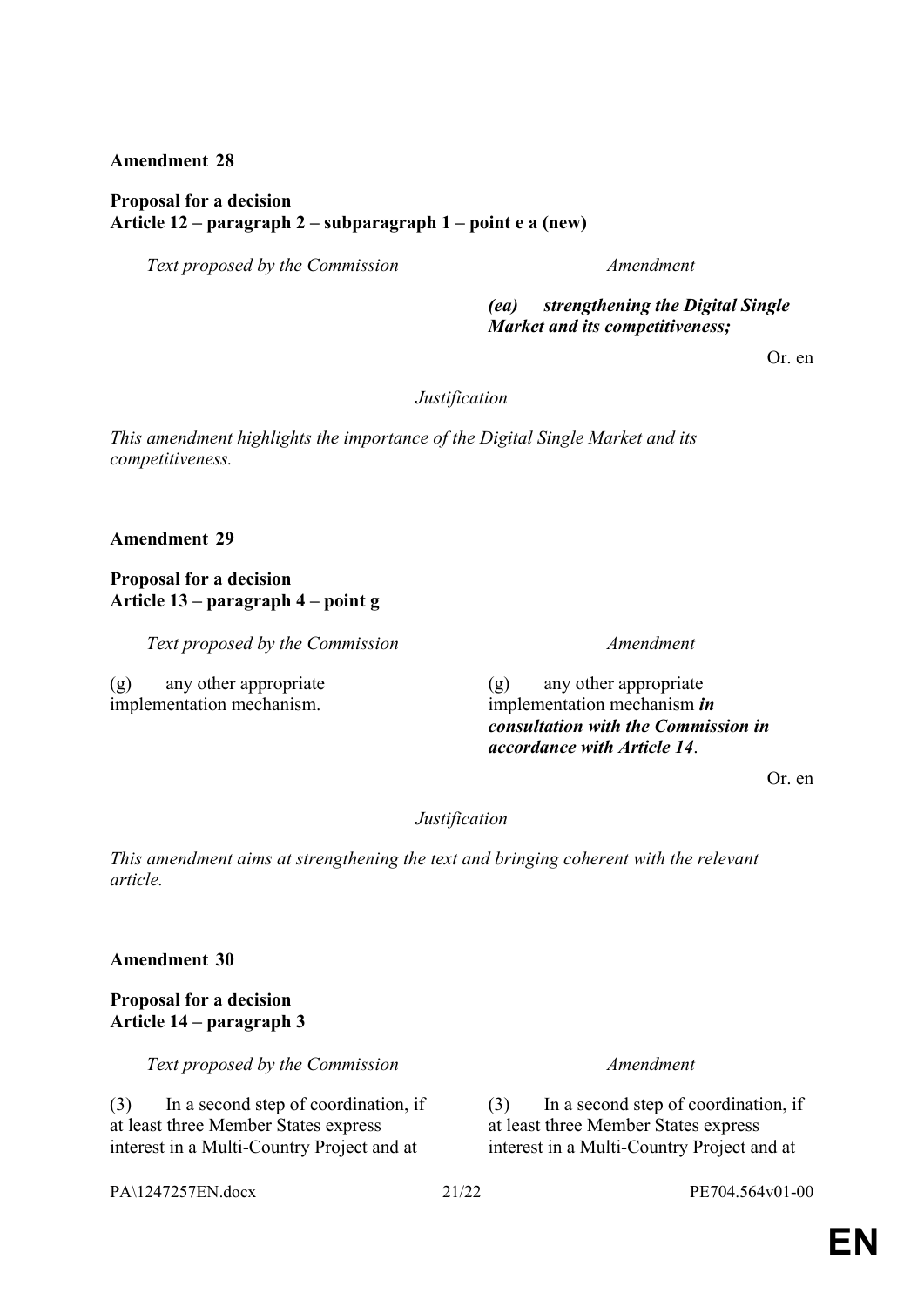**Amendment 28**

**Proposal for a decision**
**Article 12 – paragraph 2 – subparagraph 1 – point e a (new)**

| *Text proposed by the Commission* | *Amendment* |
|---|---|
| | ***(ea) strengthening the Digital Single Market and its competitiveness;*** |

Or. en

*Justification*

*This amendment highlights the importance of the Digital Single Market and its competitiveness.*

**Amendment 29**

**Proposal for a decision**
**Article 13 – paragraph 4 – point g**

| *Text proposed by the Commission* | *Amendment* |
|---|---|
| (g) any other appropriate implementation mechanism. | (g) any other appropriate implementation mechanism ***in consultation with the Commission in accordance with Article 14***. |

Or. en

*Justification*

*This amendment aims at strengthening the text and bringing coherent with the relevant article.*

**Amendment 30**

**Proposal for a decision**
**Article 14 – paragraph 3**

| *Text proposed by the Commission* | *Amendment* |
|---|---|
| (3) In a second step of coordination, if at least three Member States express interest in a Multi-Country Project and at | (3) In a second step of coordination, if at least three Member States express interest in a Multi-Country Project and at |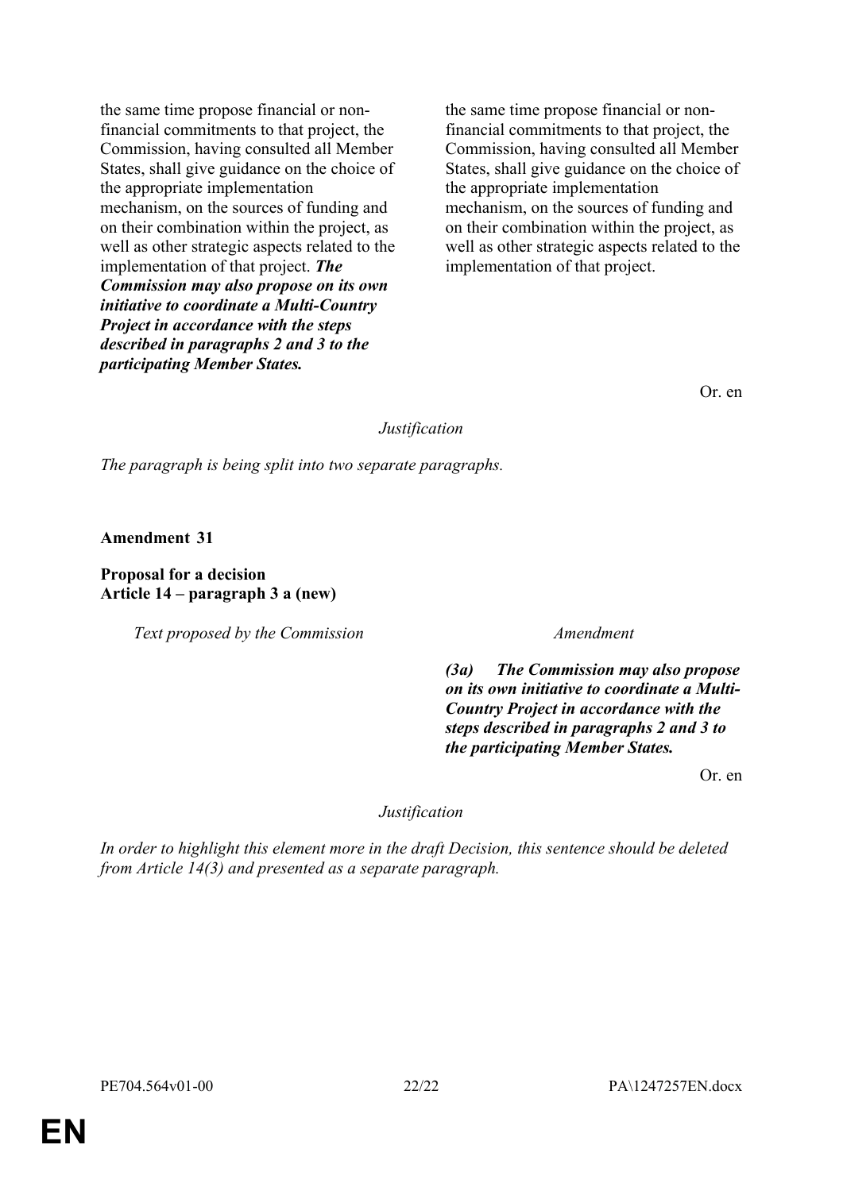| | |
| --- | --- |
| the same time propose financial or non-financial commitments to that project, the Commission, having consulted all Member States, shall give guidance on the choice of the appropriate implementation mechanism, on the sources of funding and on their combination within the project, as well as other strategic aspects related to the implementation of that project. ***The Commission may also propose on its own initiative to coordinate a Multi-Country Project in accordance with the steps described in paragraphs 2 and 3 to the participating Member States.*** | the same time propose financial or non-financial commitments to that project, the Commission, having consulted all Member States, shall give guidance on the choice of the appropriate implementation mechanism, on the sources of funding and on their combination within the project, as well as other strategic aspects related to the implementation of that project. |

Or. en

*Justification*

*The paragraph is being split into two separate paragraphs.*

**Amendment 31**

**Proposal for a decision**
**Article 14 – paragraph 3 a (new)**

| *Text proposed by the Commission* | *Amendment* |
| --- | --- |
| | ***(3a) The Commission may also propose on its own initiative to coordinate a Multi-Country Project in accordance with the steps described in paragraphs 2 and 3 to the participating Member States.*** |

Or. en

*Justification*

*In order to highlight this element more in the draft Decision, this sentence should be deleted from Article 14(3) and presented as a separate paragraph.*